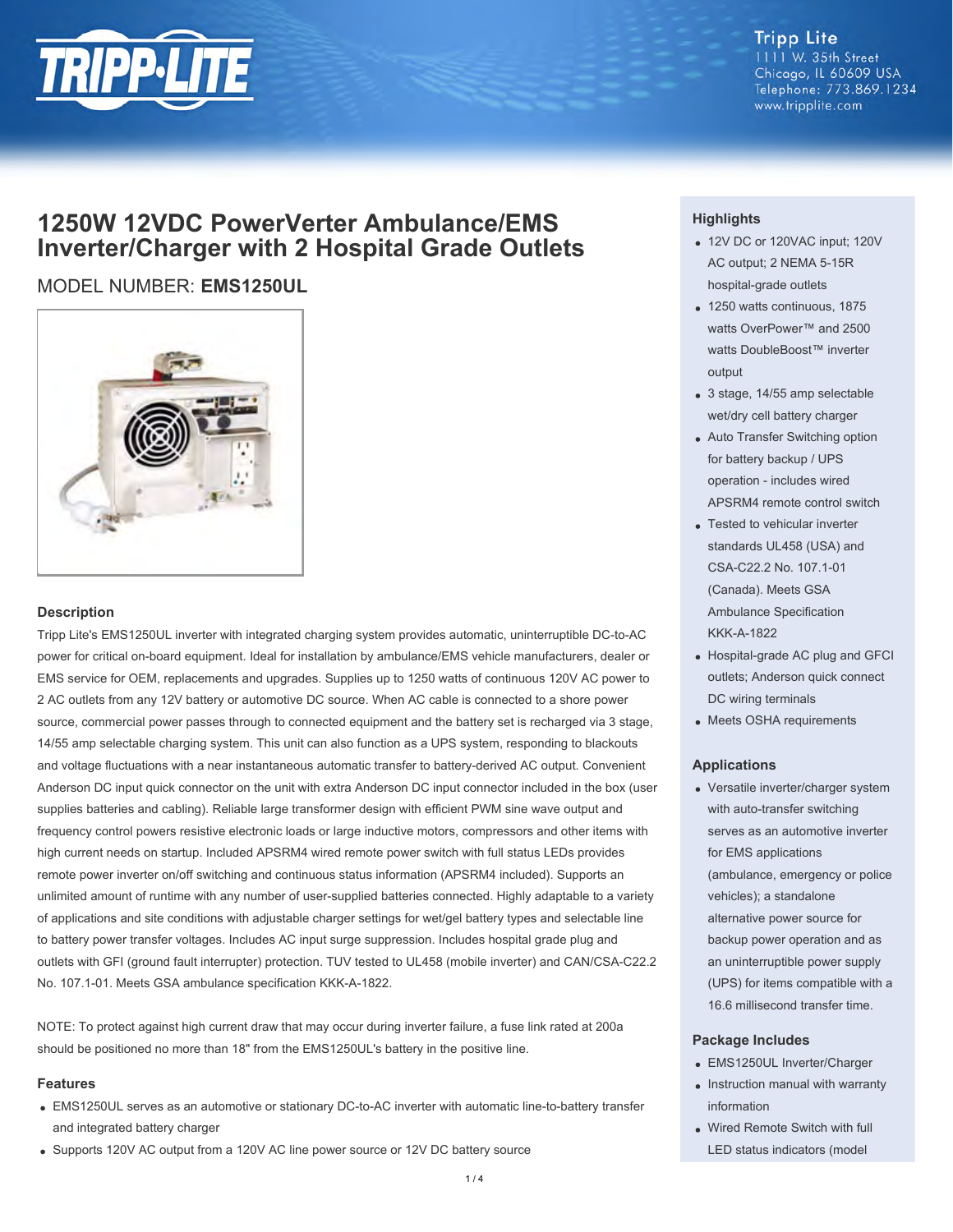Tripp Lite
1111 W. 35th Street
Chicago, IL 60609 USA
Telephone: 773.869.1234
www.tripplite.com

# 1250W 12VDC PowerVerter Ambulance/EMS Inverter/Charger with 2 Hospital Grade Outlets

MODEL NUMBER: **EMS1250UL**

## Description

Tripp Lite's EMS1250UL inverter with integrated charging system provides automatic, uninterruptible DC-to-AC power for critical on-board equipment. Ideal for installation by ambulance/EMS vehicle manufacturers, dealer or EMS service for OEM, replacements and upgrades. Supplies up to 1250 watts of continuous 120V AC power to 2 AC outlets from any 12V battery or automotive DC source. When AC cable is connected to a shore power source, commercial power passes through to connected equipment and the battery set is recharged via 3 stage, 14/55 amp selectable charging system. This unit can also function as a UPS system, responding to blackouts and voltage fluctuations with a near instantaneous automatic transfer to battery-derived AC output. Convenient Anderson DC input quick connector on the unit with extra Anderson DC input connector included in the box (user supplies batteries and cabling). Reliable large transformer design with efficient PWM sine wave output and frequency control powers resistive electronic loads or large inductive motors, compressors and other items with high current needs on startup. Included APSRM4 wired remote power switch with full status LEDs provides remote power inverter on/off switching and continuous status information (APSRM4 included). Supports an unlimited amount of runtime with any number of user-supplied batteries connected. Highly adaptable to a variety of applications and site conditions with adjustable charger settings for wet/gel battery types and selectable line to battery power transfer voltages. Includes AC input surge suppression. Includes hospital grade plug and outlets with GFI (ground fault interrupter) protection. TUV tested to UL458 (mobile inverter) and CAN/CSA-C22.2 No. 107.1-01. Meets GSA ambulance specification KKK-A-1822.

NOTE: To protect against high current draw that may occur during inverter failure, a fuse link rated at 200a should be positioned no more than 18" from the EMS1250UL's battery in the positive line.

## Features

- EMS1250UL serves as an automotive or stationary DC-to-AC inverter with automatic line-to-battery transfer and integrated battery charger
- Supports 120V AC output from a 120V AC line power source or 12V DC battery source

## Highlights

- 12V DC or 120VAC input; 120V AC output; 2 NEMA 5-15R hospital-grade outlets
- 1250 watts continuous, 1875 watts OverPower™ and 2500 watts DoubleBoost™ inverter output
- 3 stage, 14/55 amp selectable wet/dry cell battery charger
- Auto Transfer Switching option for battery backup / UPS operation - includes wired APSRM4 remote control switch
- Tested to vehicular inverter standards UL458 (USA) and CSA-C22.2 No. 107.1-01 (Canada). Meets GSA Ambulance Specification KKK-A-1822
- Hospital-grade AC plug and GFCI outlets; Anderson quick connect DC wiring terminals
- Meets OSHA requirements

## Applications

- Versatile inverter/charger system with auto-transfer switching serves as an automotive inverter for EMS applications (ambulance, emergency or police vehicles); a standalone alternative power source for backup power operation and as an uninterruptible power supply (UPS) for items compatible with a 16.6 millisecond transfer time.

## Package Includes

- EMS1250UL Inverter/Charger
- Instruction manual with warranty information
- Wired Remote Switch with full LED status indicators (model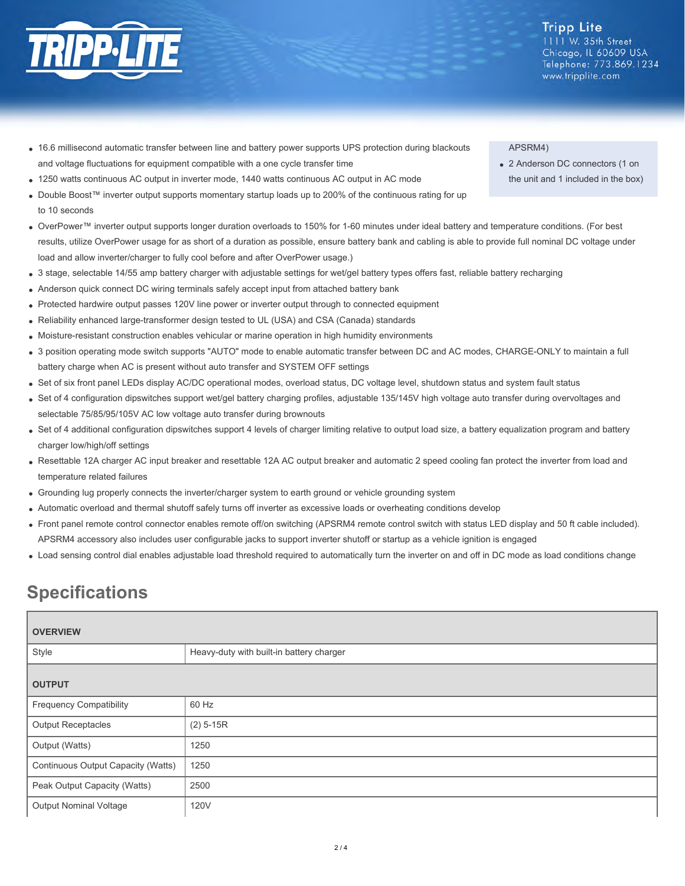- 16.6 millisecond automatic transfer between line and battery power supports UPS protection during blackouts and voltage fluctuations for equipment compatible with a one cycle transfer time
- 1250 watts continuous AC output in inverter mode, 1440 watts continuous AC output in AC mode
- Double Boost™ inverter output supports momentary startup loads up to 200% of the continuous rating for up to 10 seconds
- OverPower™ inverter output supports longer duration overloads to 150% for 1-60 minutes under ideal battery and temperature conditions. (For best results, utilize OverPower usage for as short of a duration as possible, ensure battery bank and cabling is able to provide full nominal DC voltage under load and allow inverter/charger to fully cool before and after OverPower usage.)
- 3 stage, selectable 14/55 amp battery charger with adjustable settings for wet/gel battery types offers fast, reliable battery recharging
- Anderson quick connect DC wiring terminals safely accept input from attached battery bank
- Protected hardwire output passes 120V line power or inverter output through to connected equipment
- Reliability enhanced large-transformer design tested to UL (USA) and CSA (Canada) standards
- Moisture-resistant construction enables vehicular or marine operation in high humidity environments
- 3 position operating mode switch supports "AUTO" mode to enable automatic transfer between DC and AC modes, CHARGE-ONLY to maintain a full battery charge when AC is present without auto transfer and SYSTEM OFF settings
- Set of six front panel LEDs display AC/DC operational modes, overload status, DC voltage level, shutdown status and system fault status
- Set of 4 configuration dipswitches support wet/gel battery charging profiles, adjustable 135/145V high voltage auto transfer during overvoltages and selectable 75/85/95/105V AC low voltage auto transfer during brownouts
- Set of 4 additional configuration dipswitches support 4 levels of charger limiting relative to output load size, a battery equalization program and battery charger low/high/off settings
- Resettable 12A charger AC input breaker and resettable 12A AC output breaker and automatic 2 speed cooling fan protect the inverter from load and temperature related failures
- Grounding lug properly connects the inverter/charger system to earth ground or vehicle grounding system
- Automatic overload and thermal shutoff safely turns off inverter as excessive loads or overheating conditions develop
- Front panel remote control connector enables remote off/on switching (APSRM4 remote control switch with status LED display and 50 ft cable included). APSRM4 accessory also includes user configurable jacks to support inverter shutoff or startup as a vehicle ignition is engaged
- Load sensing control dial enables adjustable load threshold required to automatically turn the inverter on and off in DC mode as load conditions change

APSRM4)

- 2 Anderson DC connectors (1 on the unit and 1 included in the box)

## Specifications

| OVERVIEW | |
|---|---|
| Style | Heavy-duty with built-in battery charger |
| **OUTPUT** | |
| Frequency Compatibility | 60 Hz |
| Output Receptacles | (2) 5-15R |
| Output (Watts) | 1250 |
| Continuous Output Capacity (Watts) | 1250 |
| Peak Output Capacity (Watts) | 2500 |
| Output Nominal Voltage | 120V |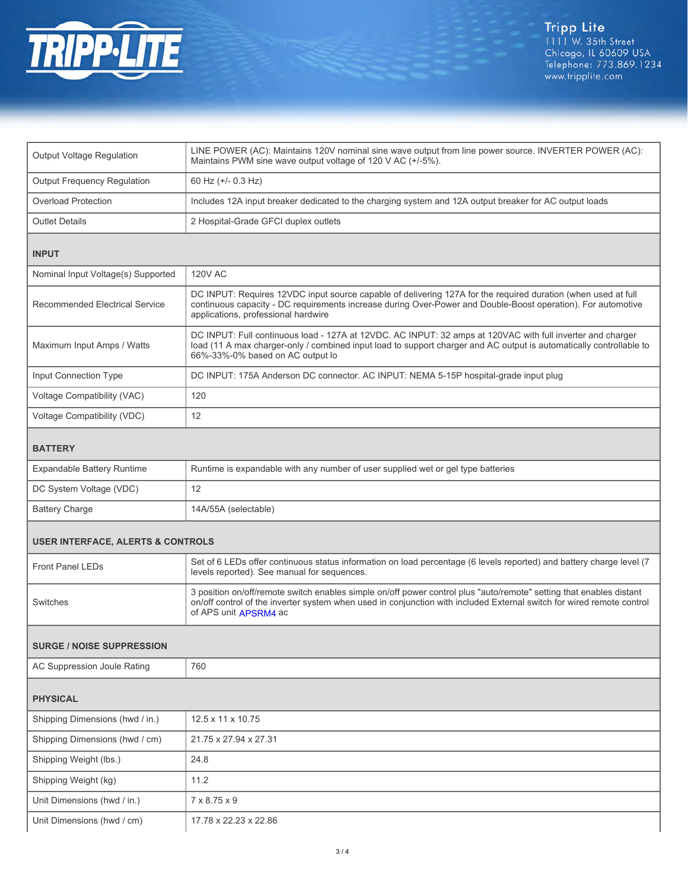| | |
|---|---|
| Output Voltage Regulation | LINE POWER (AC): Maintains 120V nominal sine wave output from line power source. INVERTER POWER (AC): Maintains PWM sine wave output voltage of 120 V AC (+/-5%). |
| Output Frequency Regulation | 60 Hz (+/- 0.3 Hz) |
| Overload Protection | Includes 12A input breaker dedicated to the charging system and 12A output breaker for AC output loads |
| Outlet Details | 2 Hospital-Grade GFCI duplex outlets |
| **INPUT** | |
| Nominal Input Voltage(s) Supported | 120V AC |
| Recommended Electrical Service | DC INPUT: Requires 12VDC input source capable of delivering 127A for the required duration (when used at full continuous capacity - DC requirements increase during Over-Power and Double-Boost operation). For automotive applications, professional hardwire |
| Maximum Input Amps / Watts | DC INPUT: Full continuous load - 127A at 12VDC. AC INPUT: 32 amps at 120VAC with full inverter and charger load (11 A max charger-only / combined input load to support charger and AC output is automatically controllable to 66%-33%-0% based on AC output lo |
| Input Connection Type | DC INPUT: 175A Anderson DC connector. AC INPUT: NEMA 5-15P hospital-grade input plug |
| Voltage Compatibility (VAC) | 120 |
| Voltage Compatibility (VDC) | 12 |
| **BATTERY** | |
| Expandable Battery Runtime | Runtime is expandable with any number of user supplied wet or gel type batteries |
| DC System Voltage (VDC) | 12 |
| Battery Charge | 14A/55A (selectable) |
| **USER INTERFACE, ALERTS & CONTROLS** | |
| Front Panel LEDs | Set of 6 LEDs offer continuous status information on load percentage (6 levels reported) and battery charge level (7 levels reported). See manual for sequences. |
| Switches | 3 position on/off/remote switch enables simple on/off power control plus "auto/remote" setting that enables distant on/off control of the inverter system when used in conjunction with included External switch for wired remote control of APS unit APSRM4 ac |
| **SURGE / NOISE SUPPRESSION** | |
| AC Suppression Joule Rating | 760 |
| **PHYSICAL** | |
| Shipping Dimensions (hwd / in.) | 12.5 x 11 x 10.75 |
| Shipping Dimensions (hwd / cm) | 21.75 x 27.94 x 27.31 |
| Shipping Weight (lbs.) | 24.8 |
| Shipping Weight (kg) | 11.2 |
| Unit Dimensions (hwd / in.) | 7 x 8.75 x 9 |
| Unit Dimensions (hwd / cm) | 17.78 x 22.23 x 22.86 |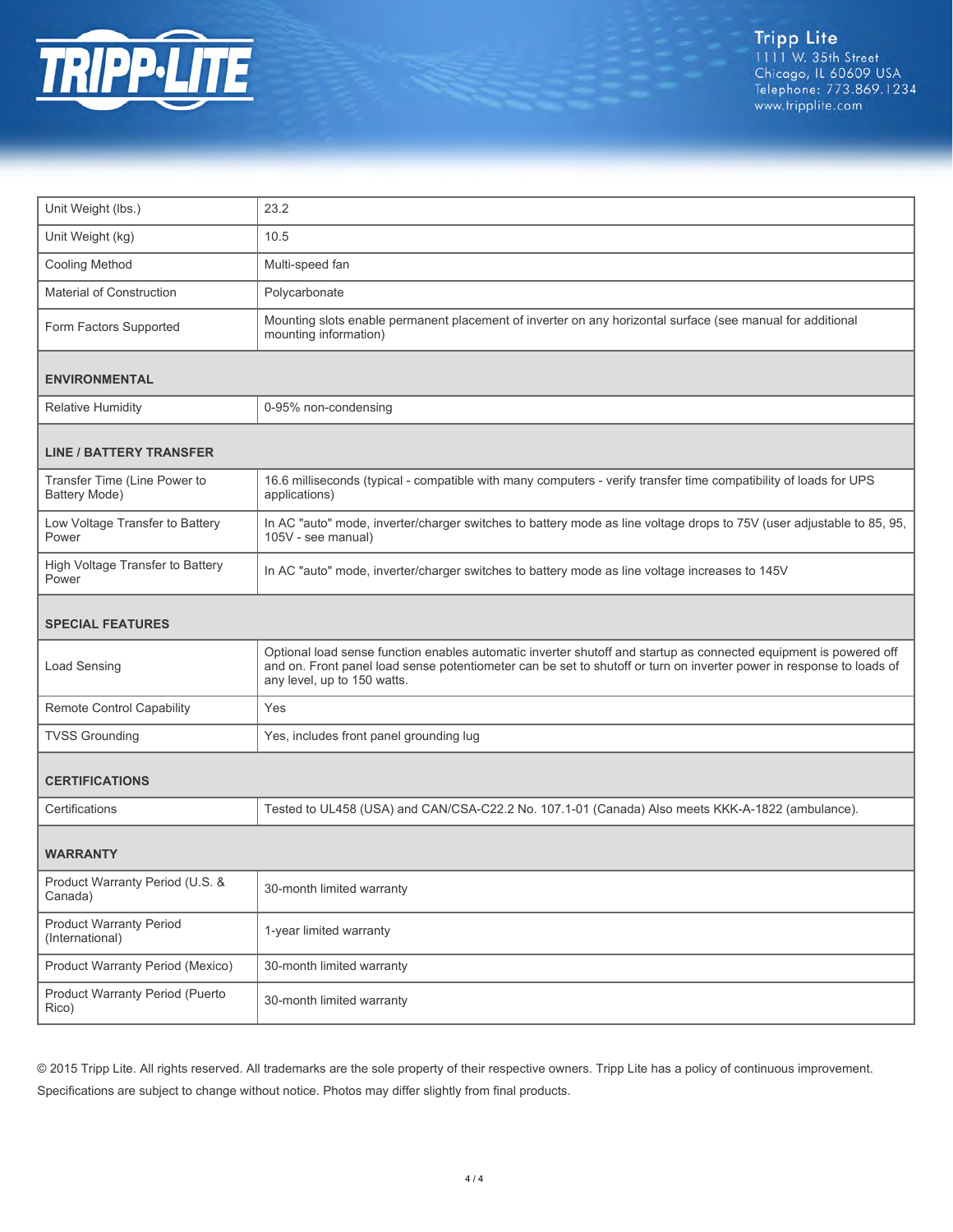| | |
|---|---|
| Unit Weight (lbs.) | 23.2 |
| Unit Weight (kg) | 10.5 |
| Cooling Method | Multi-speed fan |
| Material of Construction | Polycarbonate |
| Form Factors Supported | Mounting slots enable permanent placement of inverter on any horizontal surface (see manual for additional mounting information) |
| **ENVIRONMENTAL** | |
| Relative Humidity | 0-95% non-condensing |
| **LINE / BATTERY TRANSFER** | |
| Transfer Time (Line Power to Battery Mode) | 16.6 milliseconds (typical - compatible with many computers - verify transfer time compatibility of loads for UPS applications) |
| Low Voltage Transfer to Battery Power | In AC "auto" mode, inverter/charger switches to battery mode as line voltage drops to 75V (user adjustable to 85, 95, 105V - see manual) |
| High Voltage Transfer to Battery Power | In AC "auto" mode, inverter/charger switches to battery mode as line voltage increases to 145V |
| **SPECIAL FEATURES** | |
| Load Sensing | Optional load sense function enables automatic inverter shutoff and startup as connected equipment is powered off and on. Front panel load sense potentiometer can be set to shutoff or turn on inverter power in response to loads of any level, up to 150 watts. |
| Remote Control Capability | Yes |
| TVSS Grounding | Yes, includes front panel grounding lug |
| **CERTIFICATIONS** | |
| Certifications | Tested to UL458 (USA) and CAN/CSA-C22.2 No. 107.1-01 (Canada) Also meets KKK-A-1822 (ambulance). |
| **WARRANTY** | |
| Product Warranty Period (U.S. & Canada) | 30-month limited warranty |
| Product Warranty Period (International) | 1-year limited warranty |
| Product Warranty Period (Mexico) | 30-month limited warranty |
| Product Warranty Period (Puerto Rico) | 30-month limited warranty |

© 2015 Tripp Lite. All rights reserved. All trademarks are the sole property of their respective owners. Tripp Lite has a policy of continuous improvement. Specifications are subject to change without notice. Photos may differ slightly from final products.